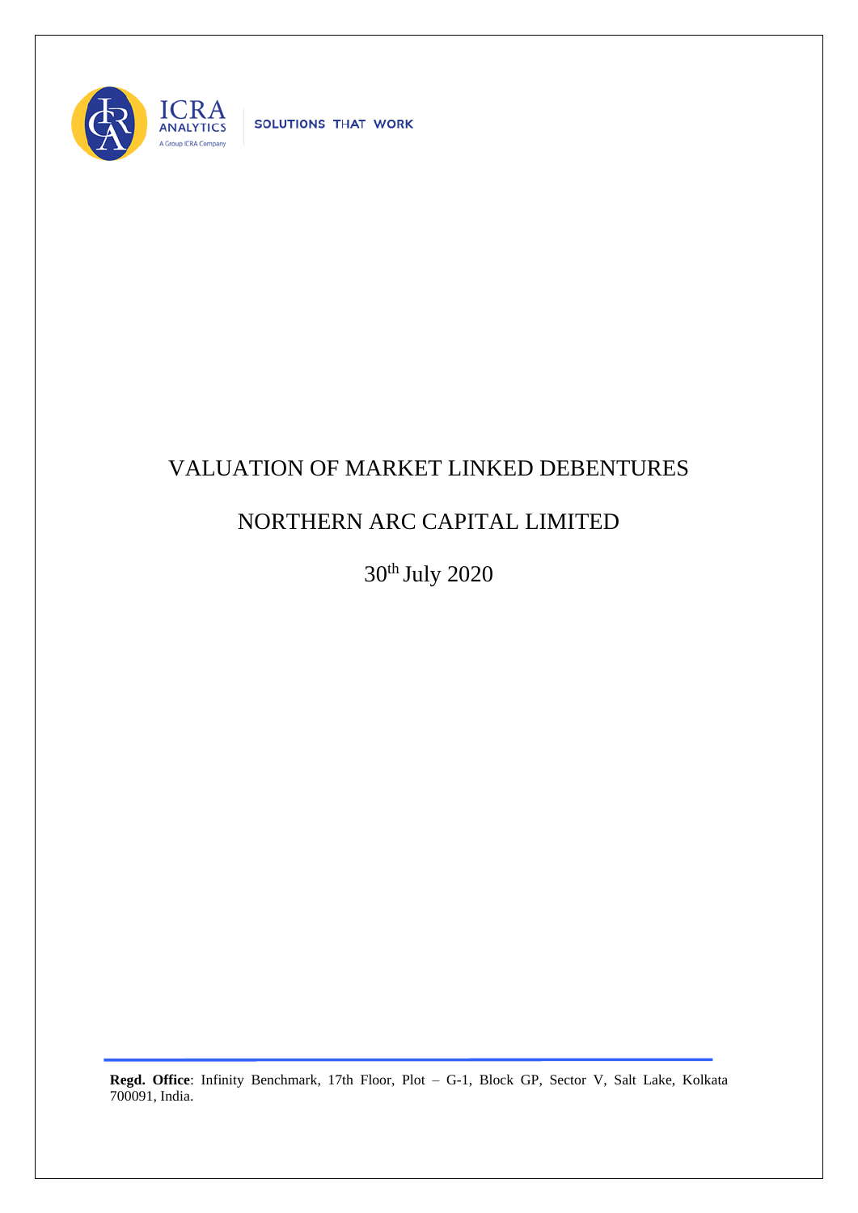ICRA ANALYTICS

A Group ICRA Company

SOLUTIONS THAT WORK

# VALUATION OF MARKET LINKED DEBENTURES

# NORTHERN ARC CAPITAL LIMITED

30th July 2020

**Regd. Office**: Infinity Benchmark, 17th Floor, Plot – G-1, Block GP, Sector V, Salt Lake, Kolkata 700091, India.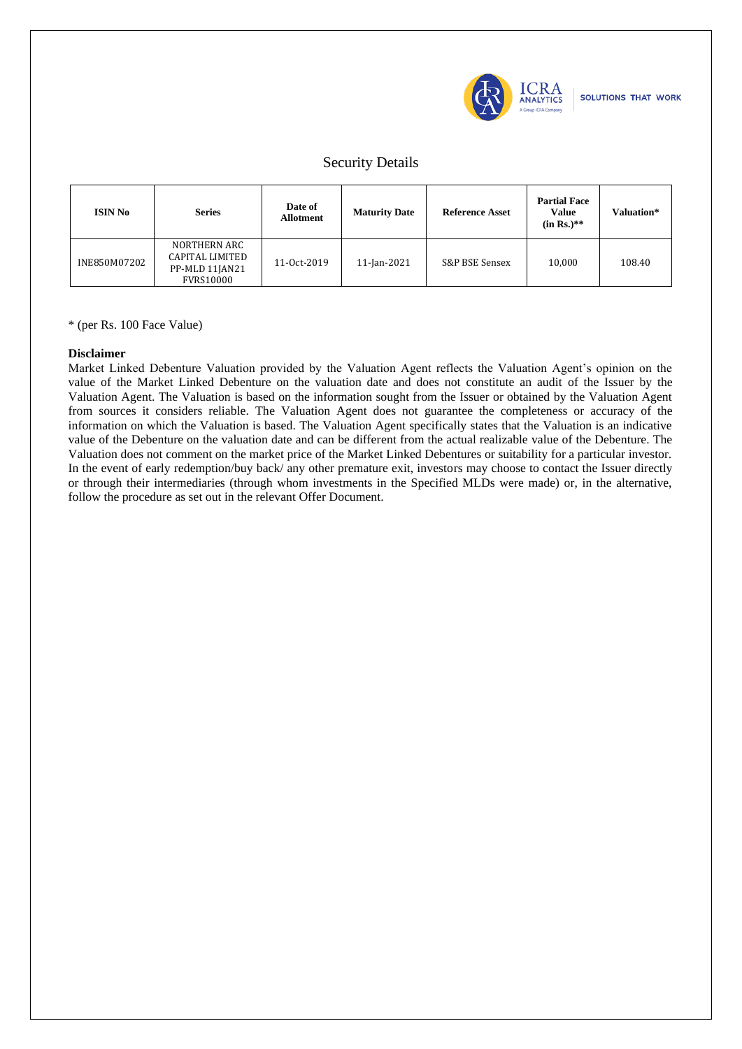## Security Details

| ISIN No | Series | Date of Allotment | Maturity Date | Reference Asset | Partial Face Value (in Rs.)** | Valuation* |
|---|---|---|---|---|---|---|
| INE850M07202 | NORTHERN ARC CAPITAL LIMITED PP-MLD 11JAN21 FVRS10000 | 11-Oct-2019 | 11-Jan-2021 | S&P BSE Sensex | 10,000 | 108.40 |

* (per Rs. 100 Face Value)

**Disclaimer**

Market Linked Debenture Valuation provided by the Valuation Agent reflects the Valuation Agent's opinion on the value of the Market Linked Debenture on the valuation date and does not constitute an audit of the Issuer by the Valuation Agent. The Valuation is based on the information sought from the Issuer or obtained by the Valuation Agent from sources it considers reliable. The Valuation Agent does not guarantee the completeness or accuracy of the information on which the Valuation is based. The Valuation Agent specifically states that the Valuation is an indicative value of the Debenture on the valuation date and can be different from the actual realizable value of the Debenture. The Valuation does not comment on the market price of the Market Linked Debentures or suitability for a particular investor. In the event of early redemption/buy back/ any other premature exit, investors may choose to contact the Issuer directly or through their intermediaries (through whom investments in the Specified MLDs were made) or, in the alternative, follow the procedure as set out in the relevant Offer Document.